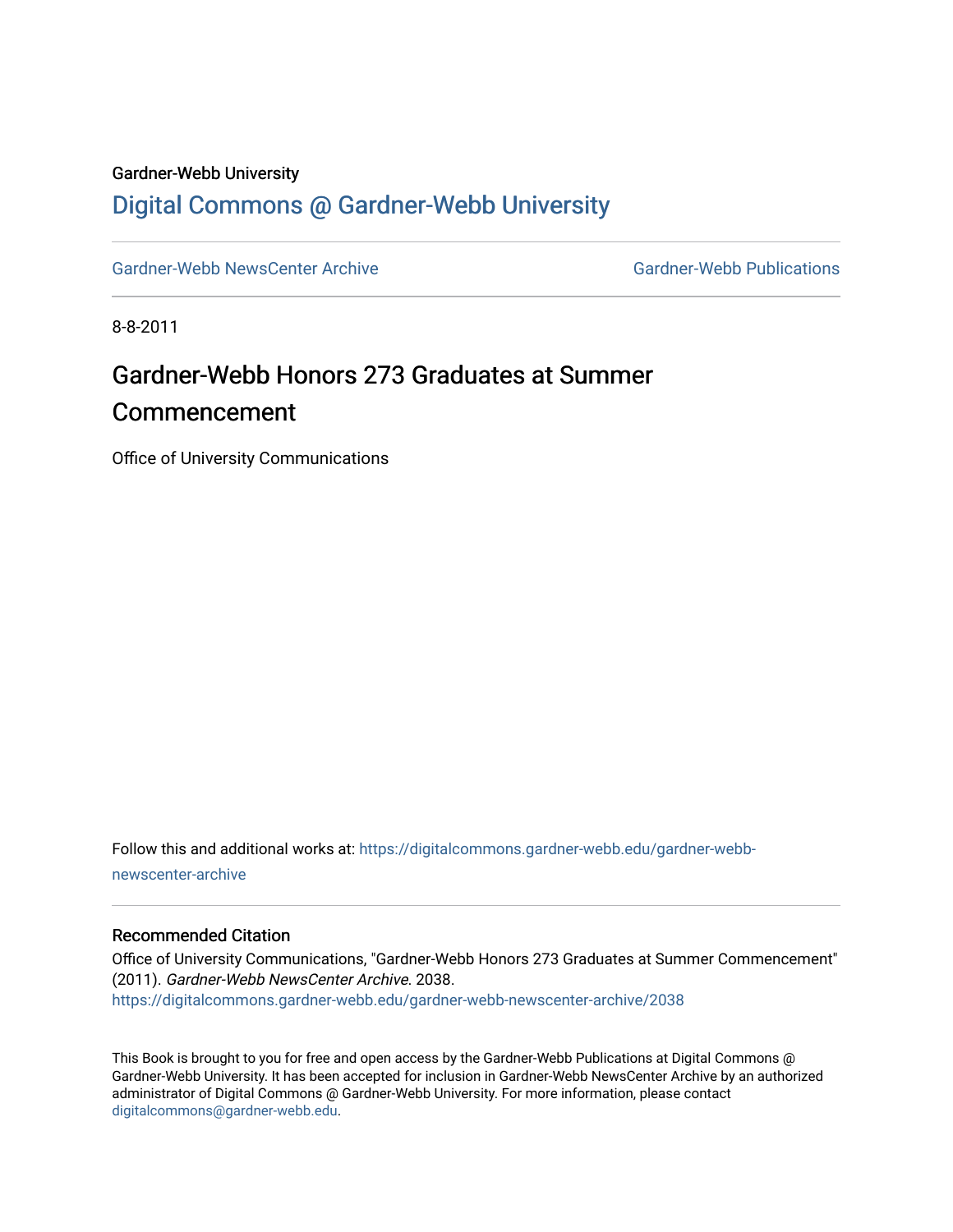Gardner-Webb University

# Digital Commons @ Gardner-Webb University

Gardner-Webb NewsCenter Archive | Gardner-Webb Publications

8-8-2011

## Gardner-Webb Honors 273 Graduates at Summer Commencement

Office of University Communications

Follow this and additional works at: https://digitalcommons.gardner-webb.edu/gardner-webb-newscenter-archive

### Recommended Citation

Office of University Communications, "Gardner-Webb Honors 273 Graduates at Summer Commencement" (2011). *Gardner-Webb NewsCenter Archive*. 2038.
https://digitalcommons.gardner-webb.edu/gardner-webb-newscenter-archive/2038

This Book is brought to you for free and open access by the Gardner-Webb Publications at Digital Commons @ Gardner-Webb University. It has been accepted for inclusion in Gardner-Webb NewsCenter Archive by an authorized administrator of Digital Commons @ Gardner-Webb University. For more information, please contact digitalcommons@gardner-webb.edu.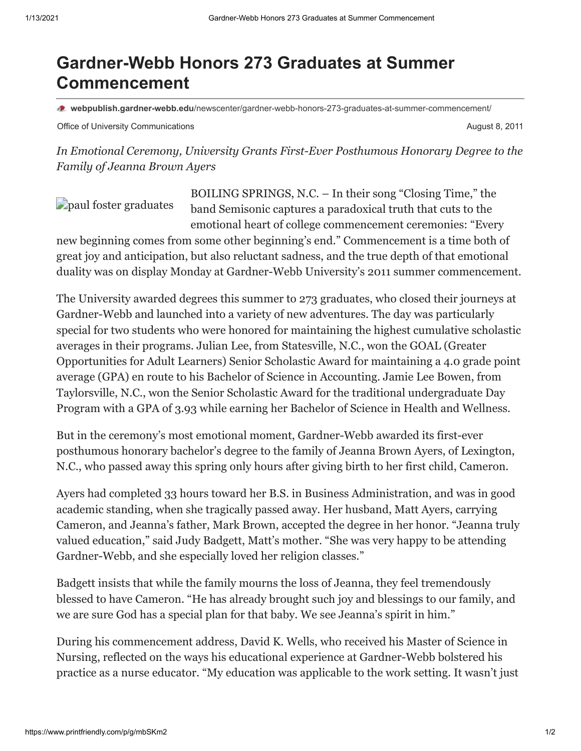# Gardner-Webb Honors 273 Graduates at Summer Commencement

**webpublish.gardner-webb.edu**/newscenter/gardner-webb-honors-273-graduates-at-summer-commencement/

Office of University Communications August 8, 2011

*In Emotional Ceremony, University Grants First-Ever Posthumous Honorary Degree to the Family of Jeanna Brown Ayers*

paul foster graduates

BOILING SPRINGS, N.C. – In their song "Closing Time," the band Semisonic captures a paradoxical truth that cuts to the emotional heart of college commencement ceremonies: "Every new beginning comes from some other beginning's end." Commencement is a time both of great joy and anticipation, but also reluctant sadness, and the true depth of that emotional duality was on display Monday at Gardner-Webb University's 2011 summer commencement.

The University awarded degrees this summer to 273 graduates, who closed their journeys at Gardner-Webb and launched into a variety of new adventures. The day was particularly special for two students who were honored for maintaining the highest cumulative scholastic averages in their programs. Julian Lee, from Statesville, N.C., won the GOAL (Greater Opportunities for Adult Learners) Senior Scholastic Award for maintaining a 4.0 grade point average (GPA) en route to his Bachelor of Science in Accounting. Jamie Lee Bowen, from Taylorsville, N.C., won the Senior Scholastic Award for the traditional undergraduate Day Program with a GPA of 3.93 while earning her Bachelor of Science in Health and Wellness.

But in the ceremony's most emotional moment, Gardner-Webb awarded its first-ever posthumous honorary bachelor's degree to the family of Jeanna Brown Ayers, of Lexington, N.C., who passed away this spring only hours after giving birth to her first child, Cameron.

Ayers had completed 33 hours toward her B.S. in Business Administration, and was in good academic standing, when she tragically passed away. Her husband, Matt Ayers, carrying Cameron, and Jeanna's father, Mark Brown, accepted the degree in her honor. "Jeanna truly valued education," said Judy Badgett, Matt's mother. "She was very happy to be attending Gardner-Webb, and she especially loved her religion classes."

Badgett insists that while the family mourns the loss of Jeanna, they feel tremendously blessed to have Cameron. "He has already brought such joy and blessings to our family, and we are sure God has a special plan for that baby. We see Jeanna's spirit in him."

During his commencement address, David K. Wells, who received his Master of Science in Nursing, reflected on the ways his educational experience at Gardner-Webb bolstered his practice as a nurse educator. "My education was applicable to the work setting. It wasn't just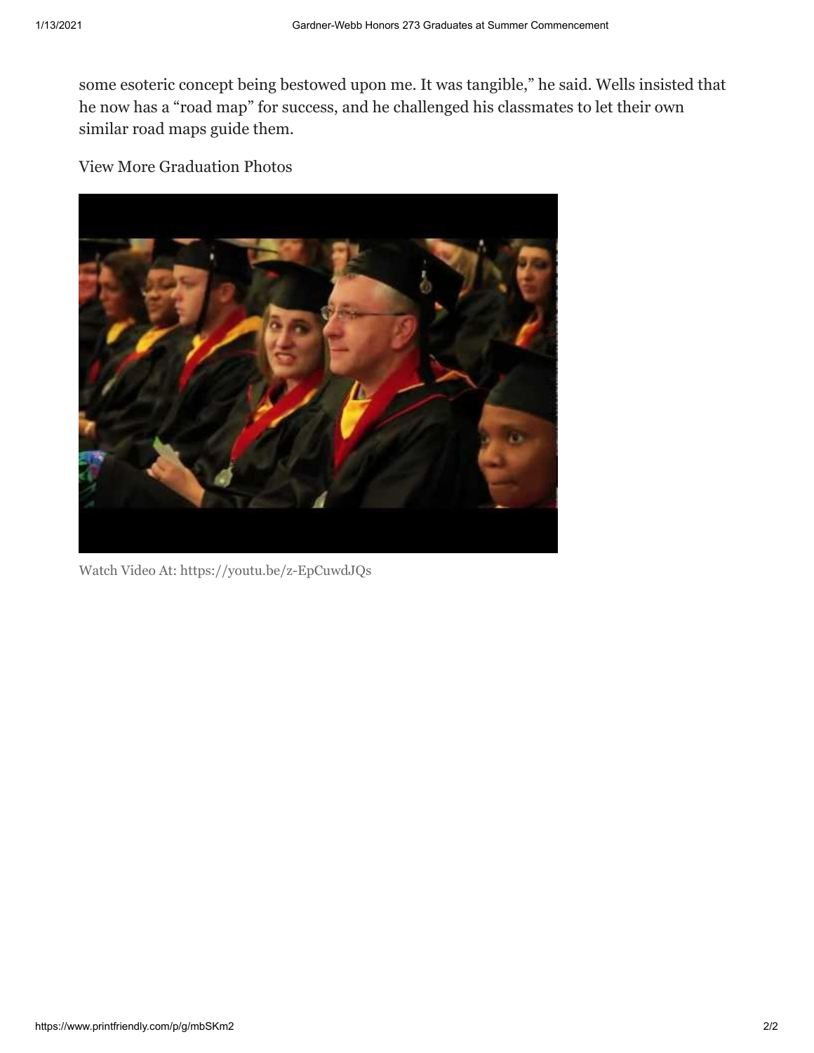some esoteric concept being bestowed upon me. It was tangible," he said. Wells insisted that he now has a "road map" for success, and he challenged his classmates to let their own similar road maps guide them.

View More Graduation Photos

Watch Video At: https://youtu.be/z-EpCuwdJQs